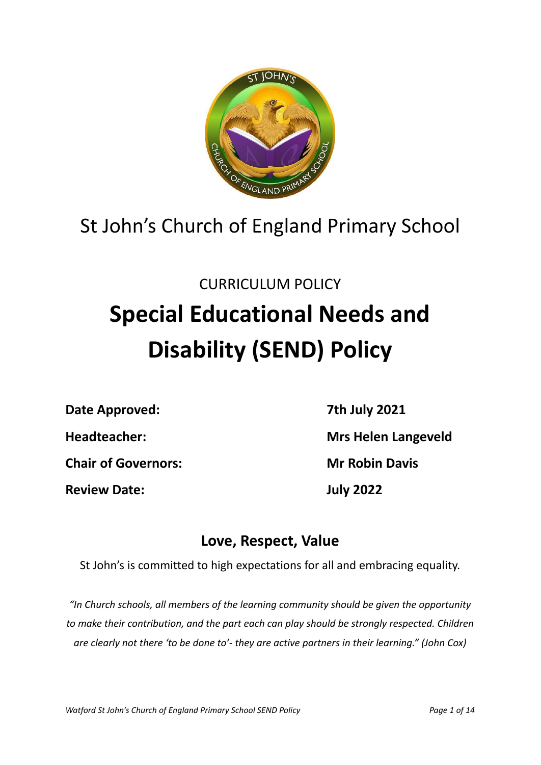St John's Church of England Primary School

CURRICULUM POLICY

# Special Educational Needs and Disability (SEND) Policy

| | |
|---|---|
| **Date Approved:** | **7th July 2021** |
| **Headteacher:** | **Mrs Helen Langeveld** |
| **Chair of Governors:** | **Mr Robin Davis** |
| **Review Date:** | **July 2022** |

## Love, Respect, Value

St John's is committed to high expectations for all and embracing equality.

*"In Church schools, all members of the learning community should be given the opportunity to make their contribution, and the part each can play should be strongly respected. Children are clearly not there 'to be done to'- they are active partners in their learning." (John Cox)*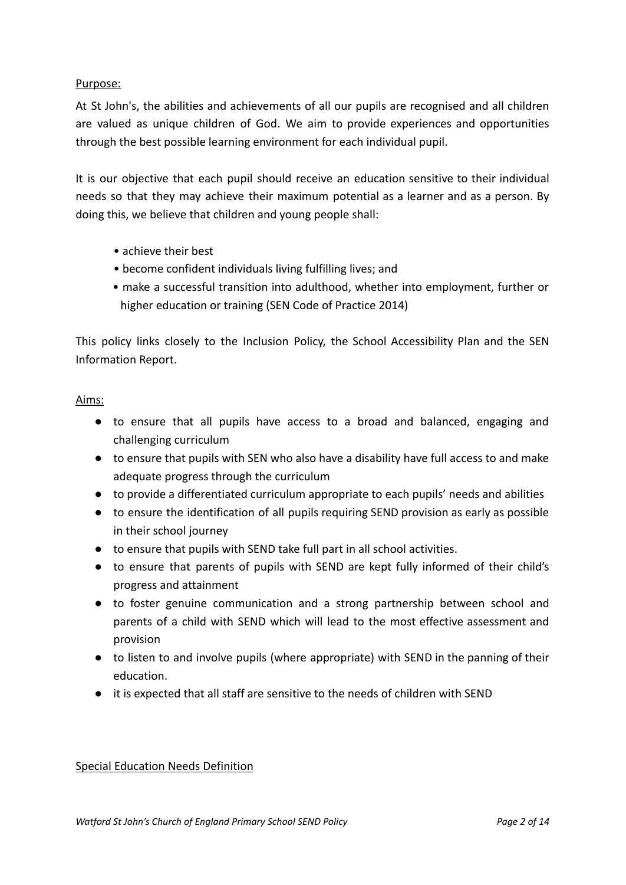## Purpose:

At St John's, the abilities and achievements of all our pupils are recognised and all children are valued as unique children of God. We aim to provide experiences and opportunities through the best possible learning environment for each individual pupil.

It is our objective that each pupil should receive an education sensitive to their individual needs so that they may achieve their maximum potential as a learner and as a person. By doing this, we believe that children and young people shall:

- achieve their best
- become confident individuals living fulfilling lives; and
- make a successful transition into adulthood, whether into employment, further or higher education or training (SEN Code of Practice 2014)

This policy links closely to the Inclusion Policy, the School Accessibility Plan and the SEN Information Report.

## Aims:

- to ensure that all pupils have access to a broad and balanced, engaging and challenging curriculum
- to ensure that pupils with SEN who also have a disability have full access to and make adequate progress through the curriculum
- to provide a differentiated curriculum appropriate to each pupils' needs and abilities
- to ensure the identification of all pupils requiring SEND provision as early as possible in their school journey
- to ensure that pupils with SEND take full part in all school activities.
- to ensure that parents of pupils with SEND are kept fully informed of their child's progress and attainment
- to foster genuine communication and a strong partnership between school and parents of a child with SEND which will lead to the most effective assessment and provision
- to listen to and involve pupils (where appropriate) with SEND in the panning of their education.
- it is expected that all staff are sensitive to the needs of children with SEND

## Special Education Needs Definition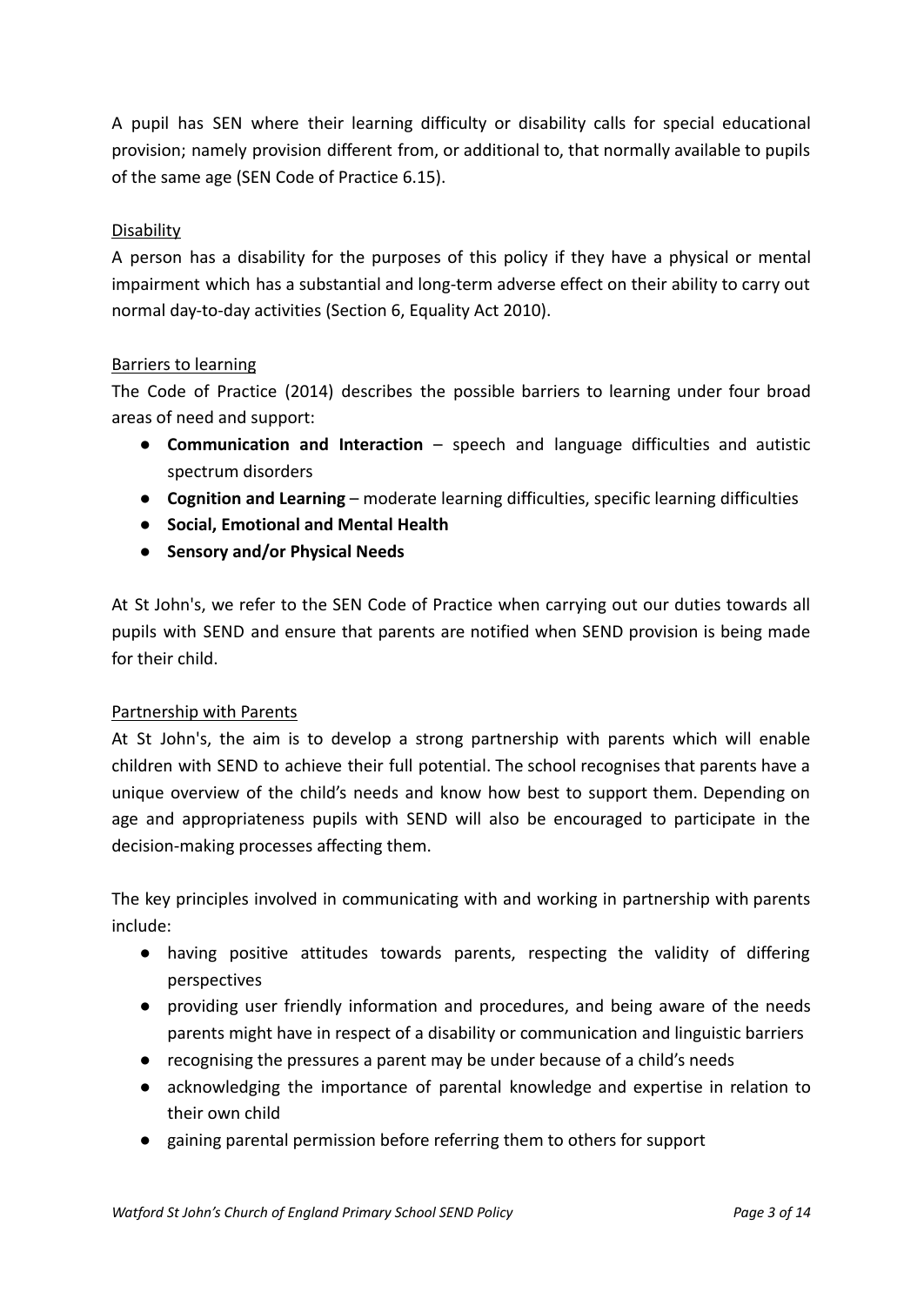A pupil has SEN where their learning difficulty or disability calls for special educational provision; namely provision different from, or additional to, that normally available to pupils of the same age (SEN Code of Practice 6.15).

### Disability

A person has a disability for the purposes of this policy if they have a physical or mental impairment which has a substantial and long-term adverse effect on their ability to carry out normal day-to-day activities (Section 6, Equality Act 2010).

### Barriers to learning

The Code of Practice (2014) describes the possible barriers to learning under four broad areas of need and support:

- **Communication and Interaction** – speech and language difficulties and autistic spectrum disorders
- **Cognition and Learning** – moderate learning difficulties, specific learning difficulties
- **Social, Emotional and Mental Health**
- **Sensory and/or Physical Needs**

At St John's, we refer to the SEN Code of Practice when carrying out our duties towards all pupils with SEND and ensure that parents are notified when SEND provision is being made for their child.

### Partnership with Parents

At St John's, the aim is to develop a strong partnership with parents which will enable children with SEND to achieve their full potential. The school recognises that parents have a unique overview of the child's needs and know how best to support them. Depending on age and appropriateness pupils with SEND will also be encouraged to participate in the decision-making processes affecting them.

The key principles involved in communicating with and working in partnership with parents include:

- having positive attitudes towards parents, respecting the validity of differing perspectives
- providing user friendly information and procedures, and being aware of the needs parents might have in respect of a disability or communication and linguistic barriers
- recognising the pressures a parent may be under because of a child's needs
- acknowledging the importance of parental knowledge and expertise in relation to their own child
- gaining parental permission before referring them to others for support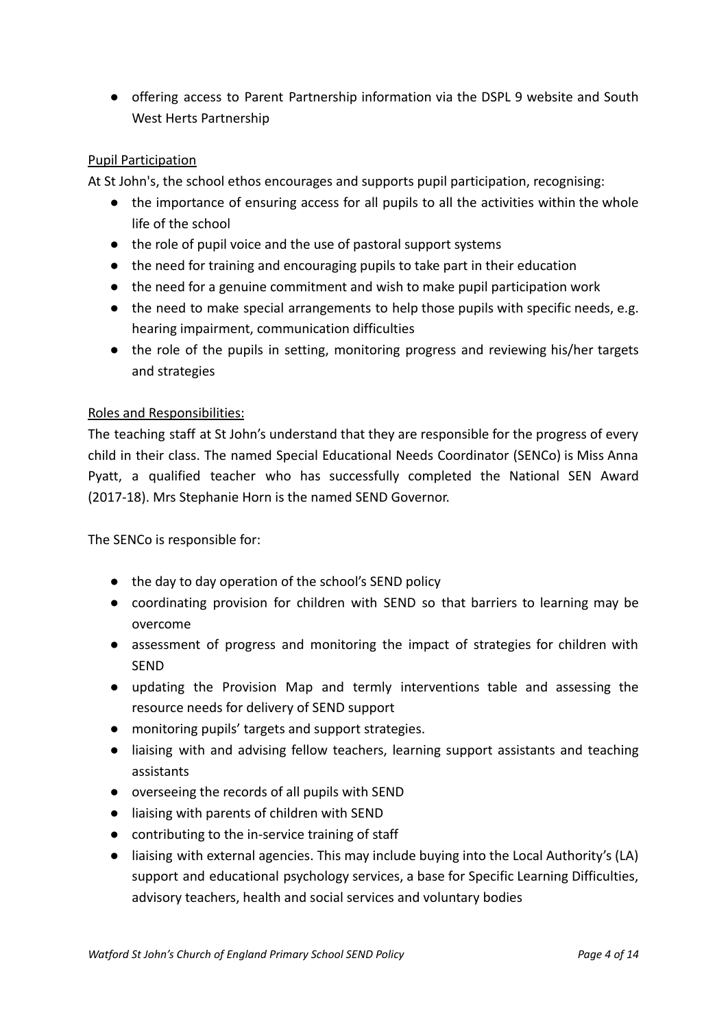- offering access to Parent Partnership information via the DSPL 9 website and South West Herts Partnership

Pupil Participation

At St John's, the school ethos encourages and supports pupil participation, recognising:

- the importance of ensuring access for all pupils to all the activities within the whole life of the school
- the role of pupil voice and the use of pastoral support systems
- the need for training and encouraging pupils to take part in their education
- the need for a genuine commitment and wish to make pupil participation work
- the need to make special arrangements to help those pupils with specific needs, e.g. hearing impairment, communication difficulties
- the role of the pupils in setting, monitoring progress and reviewing his/her targets and strategies

Roles and Responsibilities:

The teaching staff at St John's understand that they are responsible for the progress of every child in their class. The named Special Educational Needs Coordinator (SENCo) is Miss Anna Pyatt, a qualified teacher who has successfully completed the National SEN Award (2017-18). Mrs Stephanie Horn is the named SEND Governor.

The SENCo is responsible for:

- the day to day operation of the school's SEND policy
- coordinating provision for children with SEND so that barriers to learning may be overcome
- assessment of progress and monitoring the impact of strategies for children with SEND
- updating the Provision Map and termly interventions table and assessing the resource needs for delivery of SEND support
- monitoring pupils' targets and support strategies.
- liaising with and advising fellow teachers, learning support assistants and teaching assistants
- overseeing the records of all pupils with SEND
- liaising with parents of children with SEND
- contributing to the in-service training of staff
- liaising with external agencies. This may include buying into the Local Authority's (LA) support and educational psychology services, a base for Specific Learning Difficulties, advisory teachers, health and social services and voluntary bodies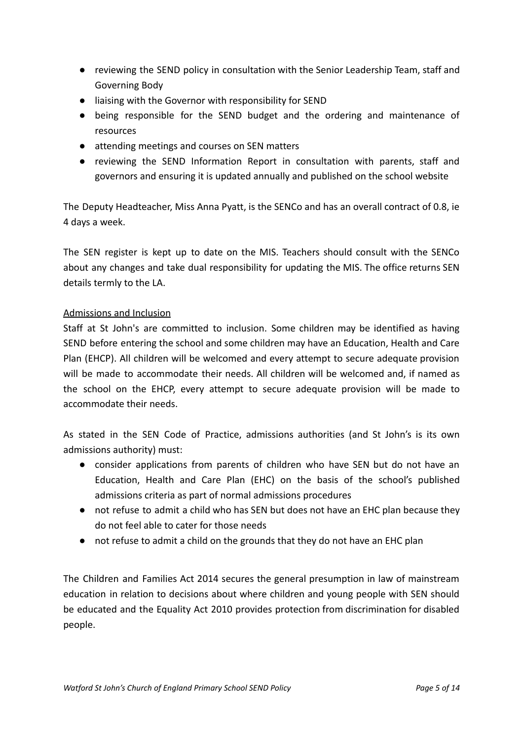- reviewing the SEND policy in consultation with the Senior Leadership Team, staff and Governing Body
- liaising with the Governor with responsibility for SEND
- being responsible for the SEND budget and the ordering and maintenance of resources
- attending meetings and courses on SEN matters
- reviewing the SEND Information Report in consultation with parents, staff and governors and ensuring it is updated annually and published on the school website

The Deputy Headteacher, Miss Anna Pyatt, is the SENCo and has an overall contract of 0.8, ie 4 days a week.

The SEN register is kept up to date on the MIS. Teachers should consult with the SENCo about any changes and take dual responsibility for updating the MIS. The office returns SEN details termly to the LA.

<u>Admissions and Inclusion</u>

Staff at St John's are committed to inclusion. Some children may be identified as having SEND before entering the school and some children may have an Education, Health and Care Plan (EHCP). All children will be welcomed and every attempt to secure adequate provision will be made to accommodate their needs. All children will be welcomed and, if named as the school on the EHCP, every attempt to secure adequate provision will be made to accommodate their needs.

As stated in the SEN Code of Practice, admissions authorities (and St John's is its own admissions authority) must:

- consider applications from parents of children who have SEN but do not have an Education, Health and Care Plan (EHC) on the basis of the school's published admissions criteria as part of normal admissions procedures
- not refuse to admit a child who has SEN but does not have an EHC plan because they do not feel able to cater for those needs
- not refuse to admit a child on the grounds that they do not have an EHC plan

The Children and Families Act 2014 secures the general presumption in law of mainstream education in relation to decisions about where children and young people with SEN should be educated and the Equality Act 2010 provides protection from discrimination for disabled people.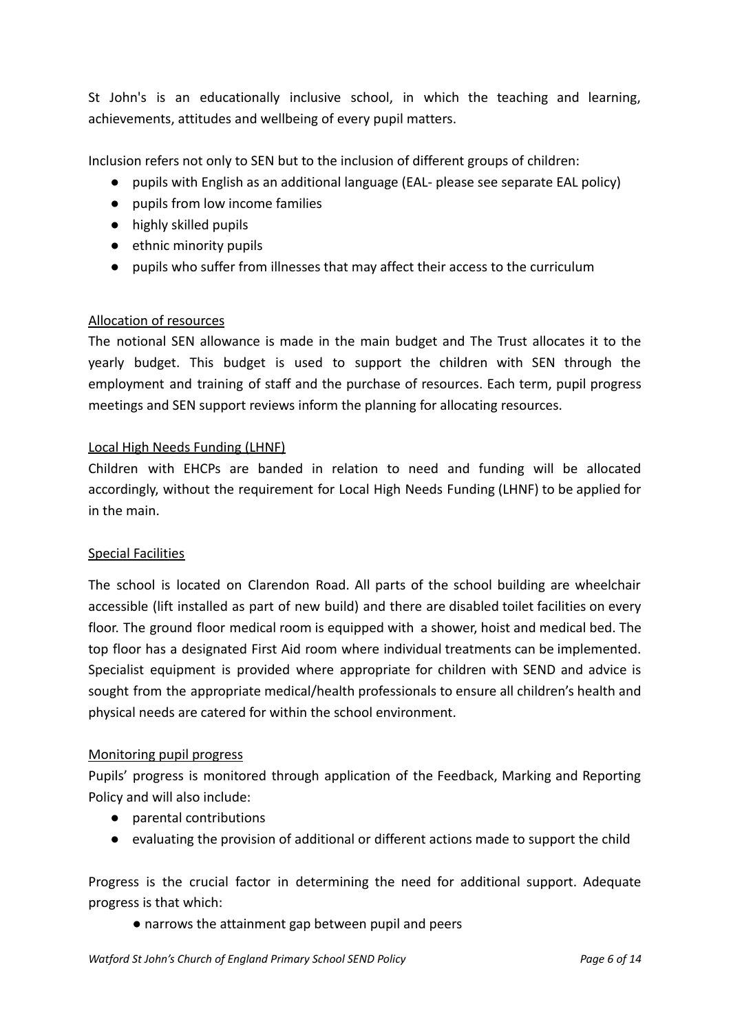St John's is an educationally inclusive school, in which the teaching and learning, achievements, attitudes and wellbeing of every pupil matters.

Inclusion refers not only to SEN but to the inclusion of different groups of children:

- pupils with English as an additional language (EAL- please see separate EAL policy)
- pupils from low income families
- highly skilled pupils
- ethnic minority pupils
- pupils who suffer from illnesses that may affect their access to the curriculum

<u>Allocation of resources</u>

The notional SEN allowance is made in the main budget and The Trust allocates it to the yearly budget. This budget is used to support the children with SEN through the employment and training of staff and the purchase of resources. Each term, pupil progress meetings and SEN support reviews inform the planning for allocating resources.

<u>Local High Needs Funding (LHNF)</u>

Children with EHCPs are banded in relation to need and funding will be allocated accordingly, without the requirement for Local High Needs Funding (LHNF) to be applied for in the main.

<u>Special Facilities</u>

The school is located on Clarendon Road. All parts of the school building are wheelchair accessible (lift installed as part of new build) and there are disabled toilet facilities on every floor. The ground floor medical room is equipped with a shower, hoist and medical bed. The top floor has a designated First Aid room where individual treatments can be implemented. Specialist equipment is provided where appropriate for children with SEND and advice is sought from the appropriate medical/health professionals to ensure all children's health and physical needs are catered for within the school environment.

<u>Monitoring pupil progress</u>

Pupils' progress is monitored through application of the Feedback, Marking and Reporting Policy and will also include:

- parental contributions
- evaluating the provision of additional or different actions made to support the child

Progress is the crucial factor in determining the need for additional support. Adequate progress is that which:

- narrows the attainment gap between pupil and peers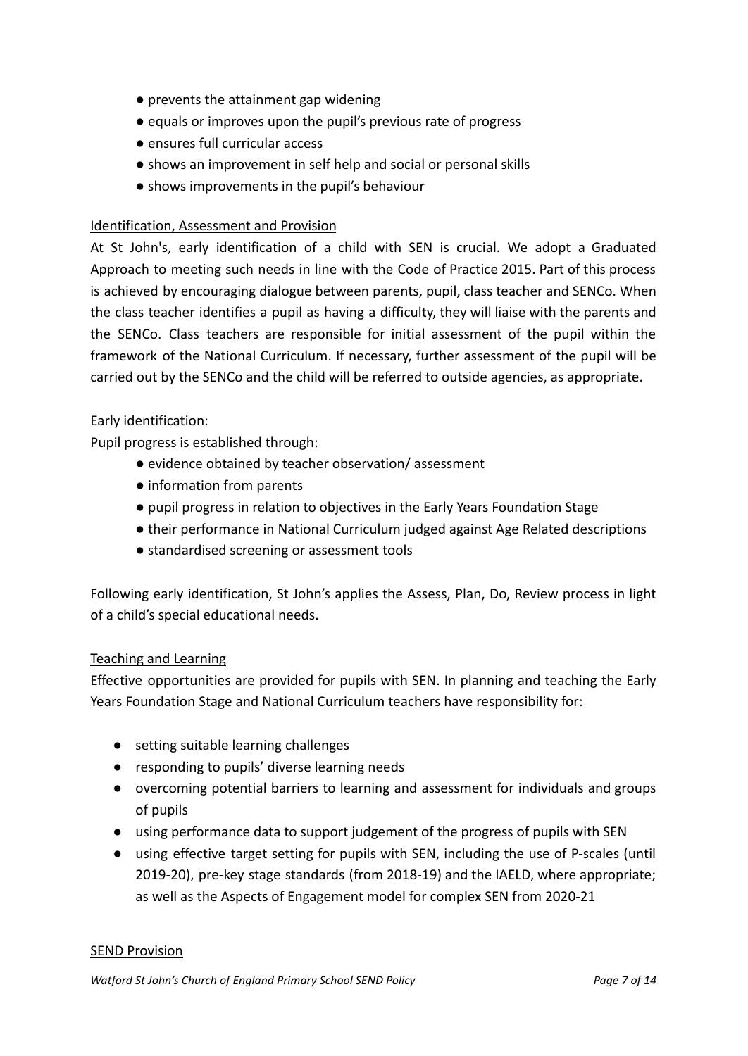- prevents the attainment gap widening
- equals or improves upon the pupil's previous rate of progress
- ensures full curricular access
- shows an improvement in self help and social or personal skills
- shows improvements in the pupil's behaviour

## Identification, Assessment and Provision

At St John's, early identification of a child with SEN is crucial. We adopt a Graduated Approach to meeting such needs in line with the Code of Practice 2015. Part of this process is achieved by encouraging dialogue between parents, pupil, class teacher and SENCo. When the class teacher identifies a pupil as having a difficulty, they will liaise with the parents and the SENCo. Class teachers are responsible for initial assessment of the pupil within the framework of the National Curriculum. If necessary, further assessment of the pupil will be carried out by the SENCo and the child will be referred to outside agencies, as appropriate.

Early identification:

Pupil progress is established through:

- evidence obtained by teacher observation/ assessment
- information from parents
- pupil progress in relation to objectives in the Early Years Foundation Stage
- their performance in National Curriculum judged against Age Related descriptions
- standardised screening or assessment tools

Following early identification, St John's applies the Assess, Plan, Do, Review process in light of a child's special educational needs.

## Teaching and Learning

Effective opportunities are provided for pupils with SEN. In planning and teaching the Early Years Foundation Stage and National Curriculum teachers have responsibility for:

- setting suitable learning challenges
- responding to pupils' diverse learning needs
- overcoming potential barriers to learning and assessment for individuals and groups of pupils
- using performance data to support judgement of the progress of pupils with SEN
- using effective target setting for pupils with SEN, including the use of P-scales (until 2019-20), pre-key stage standards (from 2018-19) and the IAELD, where appropriate; as well as the Aspects of Engagement model for complex SEN from 2020-21

## SEND Provision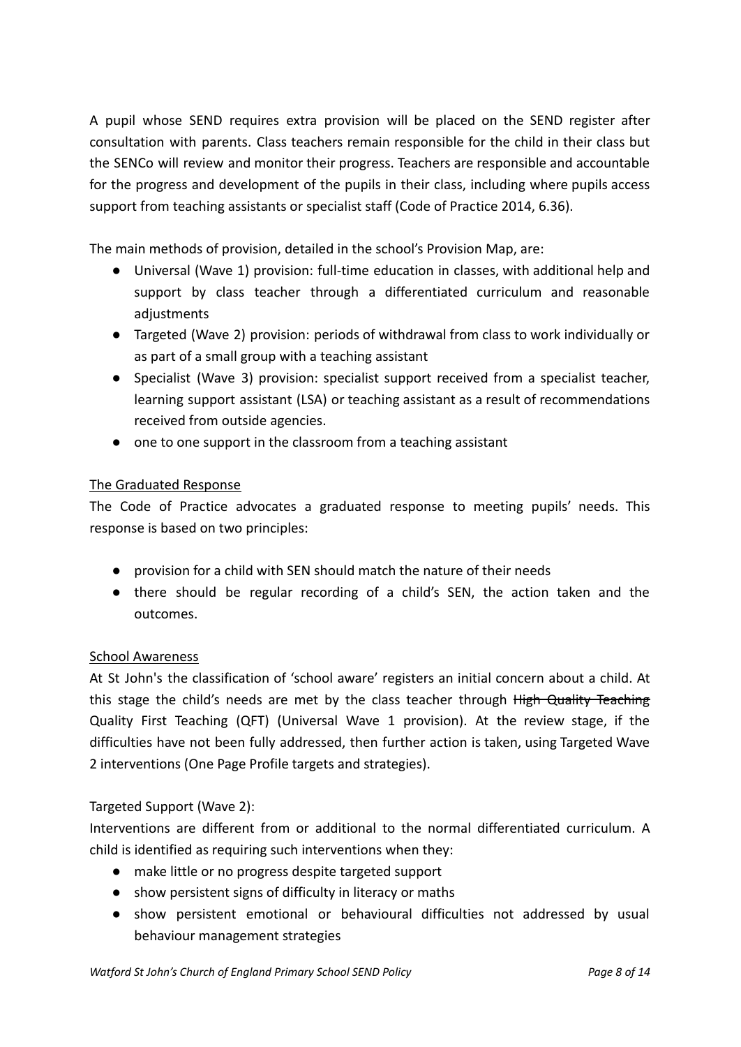A pupil whose SEND requires extra provision will be placed on the SEND register after consultation with parents. Class teachers remain responsible for the child in their class but the SENCo will review and monitor their progress. Teachers are responsible and accountable for the progress and development of the pupils in their class, including where pupils access support from teaching assistants or specialist staff (Code of Practice 2014, 6.36).

The main methods of provision, detailed in the school's Provision Map, are:

- Universal (Wave 1) provision: full-time education in classes, with additional help and support by class teacher through a differentiated curriculum and reasonable adjustments
- Targeted (Wave 2) provision: periods of withdrawal from class to work individually or as part of a small group with a teaching assistant
- Specialist (Wave 3) provision: specialist support received from a specialist teacher, learning support assistant (LSA) or teaching assistant as a result of recommendations received from outside agencies.
- one to one support in the classroom from a teaching assistant

<u>The Graduated Response</u>

The Code of Practice advocates a graduated response to meeting pupils' needs. This response is based on two principles:

- provision for a child with SEN should match the nature of their needs
- there should be regular recording of a child's SEN, the action taken and the outcomes.

<u>School Awareness</u>

At St John's the classification of 'school aware' registers an initial concern about a child. At this stage the child's needs are met by the class teacher through ~~High Quality Teaching~~ Quality First Teaching (QFT) (Universal Wave 1 provision). At the review stage, if the difficulties have not been fully addressed, then further action is taken, using Targeted Wave 2 interventions (One Page Profile targets and strategies).

Targeted Support (Wave 2):

Interventions are different from or additional to the normal differentiated curriculum. A child is identified as requiring such interventions when they:

- make little or no progress despite targeted support
- show persistent signs of difficulty in literacy or maths
- show persistent emotional or behavioural difficulties not addressed by usual behaviour management strategies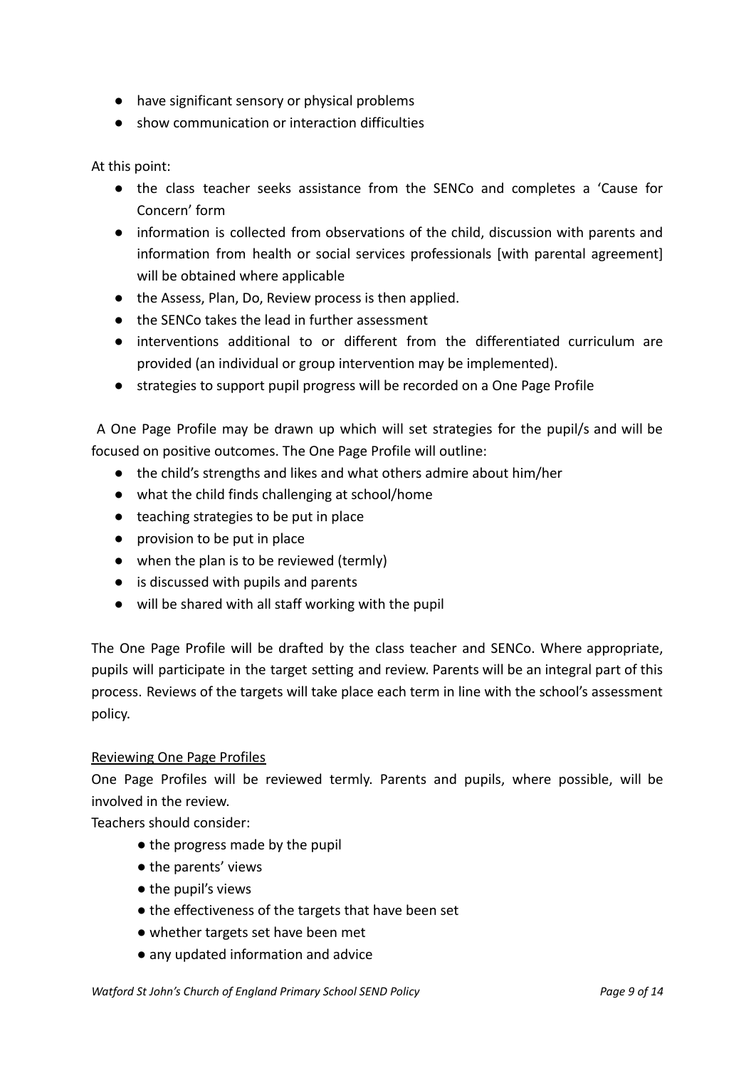- have significant sensory or physical problems
- show communication or interaction difficulties

At this point:

- the class teacher seeks assistance from the SENCo and completes a 'Cause for Concern' form
- information is collected from observations of the child, discussion with parents and information from health or social services professionals [with parental agreement] will be obtained where applicable
- the Assess, Plan, Do, Review process is then applied.
- the SENCo takes the lead in further assessment
- interventions additional to or different from the differentiated curriculum are provided (an individual or group intervention may be implemented).
- strategies to support pupil progress will be recorded on a One Page Profile

A One Page Profile may be drawn up which will set strategies for the pupil/s and will be focused on positive outcomes. The One Page Profile will outline:

- the child's strengths and likes and what others admire about him/her
- what the child finds challenging at school/home
- teaching strategies to be put in place
- provision to be put in place
- when the plan is to be reviewed (termly)
- is discussed with pupils and parents
- will be shared with all staff working with the pupil

The One Page Profile will be drafted by the class teacher and SENCo. Where appropriate, pupils will participate in the target setting and review. Parents will be an integral part of this process. Reviews of the targets will take place each term in line with the school's assessment policy.

<u>Reviewing One Page Profiles</u>

One Page Profiles will be reviewed termly. Parents and pupils, where possible, will be involved in the review.

Teachers should consider:

- the progress made by the pupil
- the parents' views
- the pupil's views
- the effectiveness of the targets that have been set
- whether targets set have been met
- any updated information and advice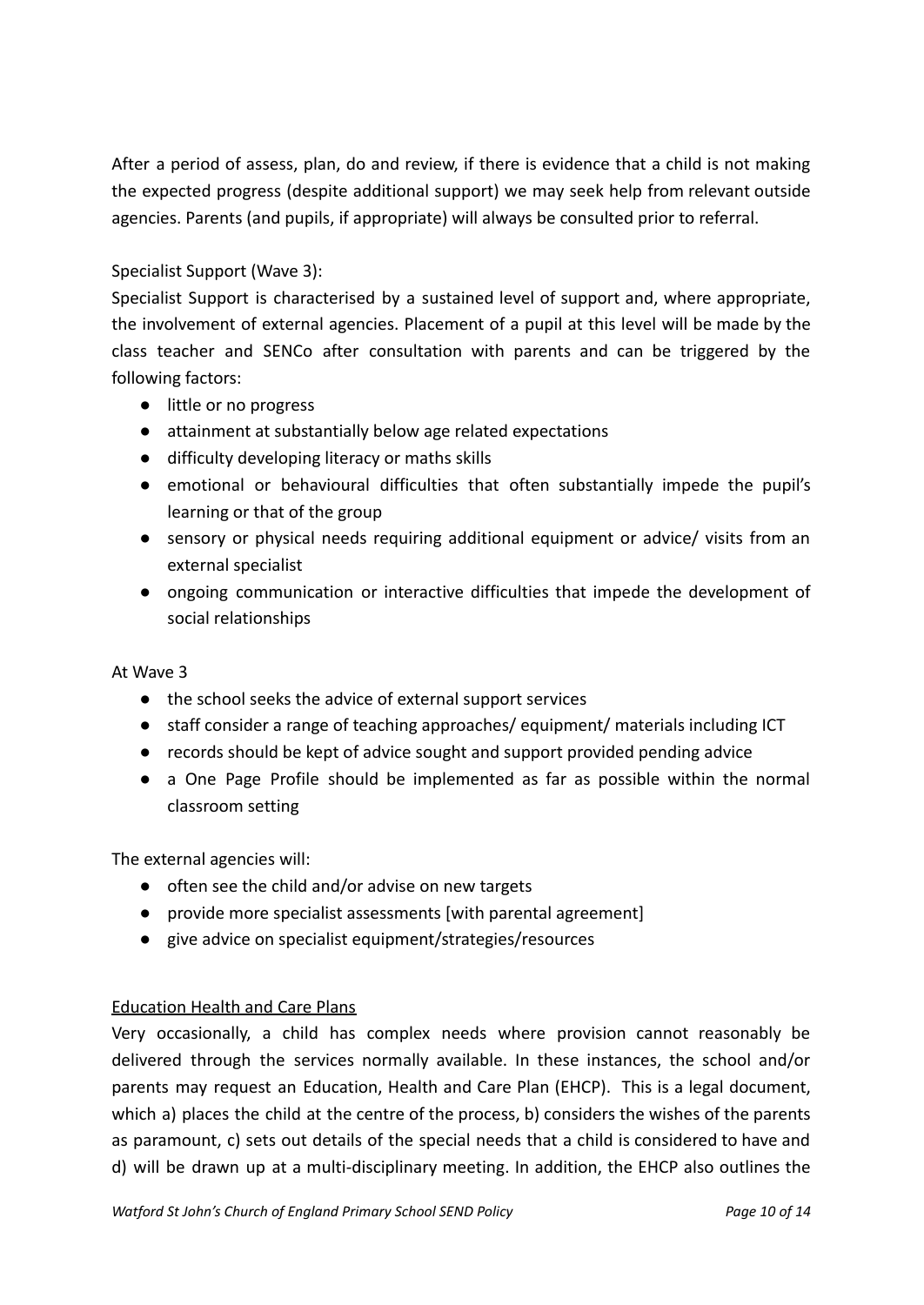After a period of assess, plan, do and review, if there is evidence that a child is not making the expected progress (despite additional support) we may seek help from relevant outside agencies. Parents (and pupils, if appropriate) will always be consulted prior to referral.

Specialist Support (Wave 3):
Specialist Support is characterised by a sustained level of support and, where appropriate, the involvement of external agencies. Placement of a pupil at this level will be made by the class teacher and SENCo after consultation with parents and can be triggered by the following factors:

- little or no progress
- attainment at substantially below age related expectations
- difficulty developing literacy or maths skills
- emotional or behavioural difficulties that often substantially impede the pupil's learning or that of the group
- sensory or physical needs requiring additional equipment or advice/ visits from an external specialist
- ongoing communication or interactive difficulties that impede the development of social relationships

At Wave 3

- the school seeks the advice of external support services
- staff consider a range of teaching approaches/ equipment/ materials including ICT
- records should be kept of advice sought and support provided pending advice
- a One Page Profile should be implemented as far as possible within the normal classroom setting

The external agencies will:

- often see the child and/or advise on new targets
- provide more specialist assessments [with parental agreement]
- give advice on specialist equipment/strategies/resources

<u>Education Health and Care Plans</u>

Very occasionally, a child has complex needs where provision cannot reasonably be delivered through the services normally available. In these instances, the school and/or parents may request an Education, Health and Care Plan (EHCP). This is a legal document, which a) places the child at the centre of the process, b) considers the wishes of the parents as paramount, c) sets out details of the special needs that a child is considered to have and d) will be drawn up at a multi-disciplinary meeting. In addition, the EHCP also outlines the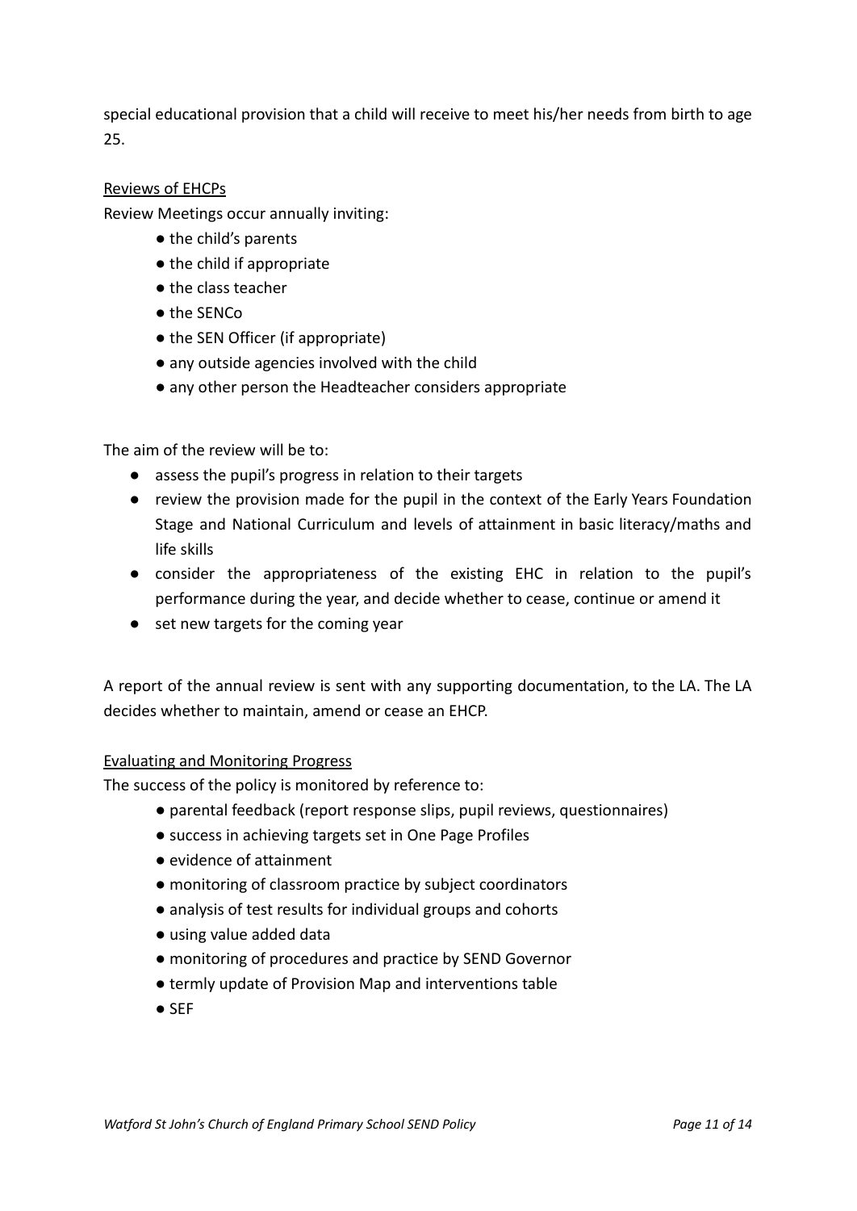special educational provision that a child will receive to meet his/her needs from birth to age 25.

Reviews of EHCPs

Review Meetings occur annually inviting:

- the child's parents
- the child if appropriate
- the class teacher
- the SENCo
- the SEN Officer (if appropriate)
- any outside agencies involved with the child
- any other person the Headteacher considers appropriate

The aim of the review will be to:

- assess the pupil's progress in relation to their targets
- review the provision made for the pupil in the context of the Early Years Foundation Stage and National Curriculum and levels of attainment in basic literacy/maths and life skills
- consider the appropriateness of the existing EHC in relation to the pupil's performance during the year, and decide whether to cease, continue or amend it
- set new targets for the coming year

A report of the annual review is sent with any supporting documentation, to the LA. The LA decides whether to maintain, amend or cease an EHCP.

Evaluating and Monitoring Progress

The success of the policy is monitored by reference to:

- parental feedback (report response slips, pupil reviews, questionnaires)
- success in achieving targets set in One Page Profiles
- evidence of attainment
- monitoring of classroom practice by subject coordinators
- analysis of test results for individual groups and cohorts
- using value added data
- monitoring of procedures and practice by SEND Governor
- termly update of Provision Map and interventions table
- SEF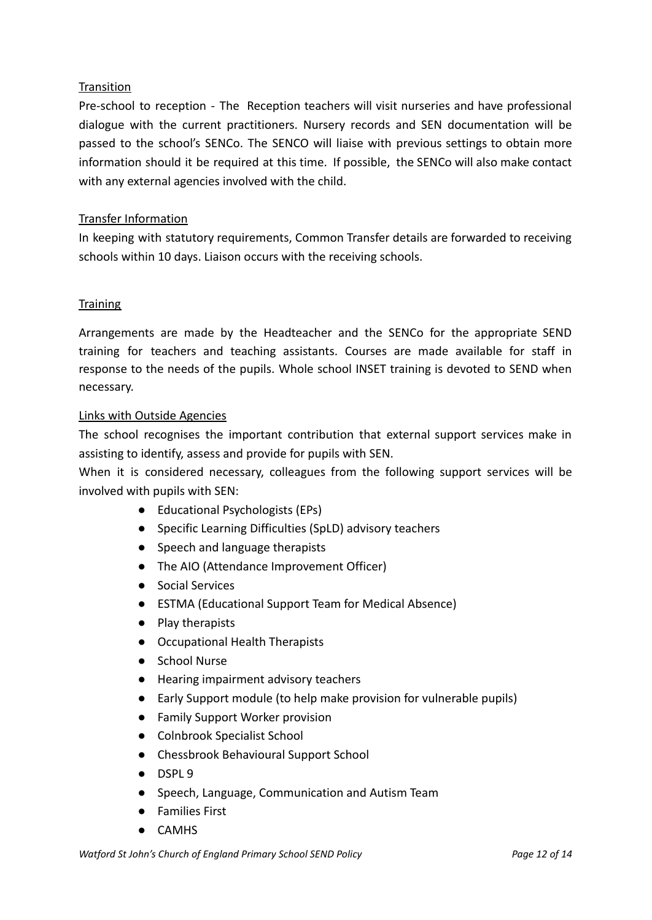## Transition

Pre-school to reception - The Reception teachers will visit nurseries and have professional dialogue with the current practitioners. Nursery records and SEN documentation will be passed to the school's SENCo. The SENCO will liaise with previous settings to obtain more information should it be required at this time. If possible, the SENCo will also make contact with any external agencies involved with the child.

## Transfer Information

In keeping with statutory requirements, Common Transfer details are forwarded to receiving schools within 10 days. Liaison occurs with the receiving schools.

## Training

Arrangements are made by the Headteacher and the SENCo for the appropriate SEND training for teachers and teaching assistants. Courses are made available for staff in response to the needs of the pupils. Whole school INSET training is devoted to SEND when necessary.

## Links with Outside Agencies

The school recognises the important contribution that external support services make in assisting to identify, assess and provide for pupils with SEN.

When it is considered necessary, colleagues from the following support services will be involved with pupils with SEN:

- Educational Psychologists (EPs)
- Specific Learning Difficulties (SpLD) advisory teachers
- Speech and language therapists
- The AIO (Attendance Improvement Officer)
- Social Services
- ESTMA (Educational Support Team for Medical Absence)
- Play therapists
- Occupational Health Therapists
- School Nurse
- Hearing impairment advisory teachers
- Early Support module (to help make provision for vulnerable pupils)
- Family Support Worker provision
- Colnbrook Specialist School
- Chessbrook Behavioural Support School
- DSPL 9
- Speech, Language, Communication and Autism Team
- Families First
- CAMHS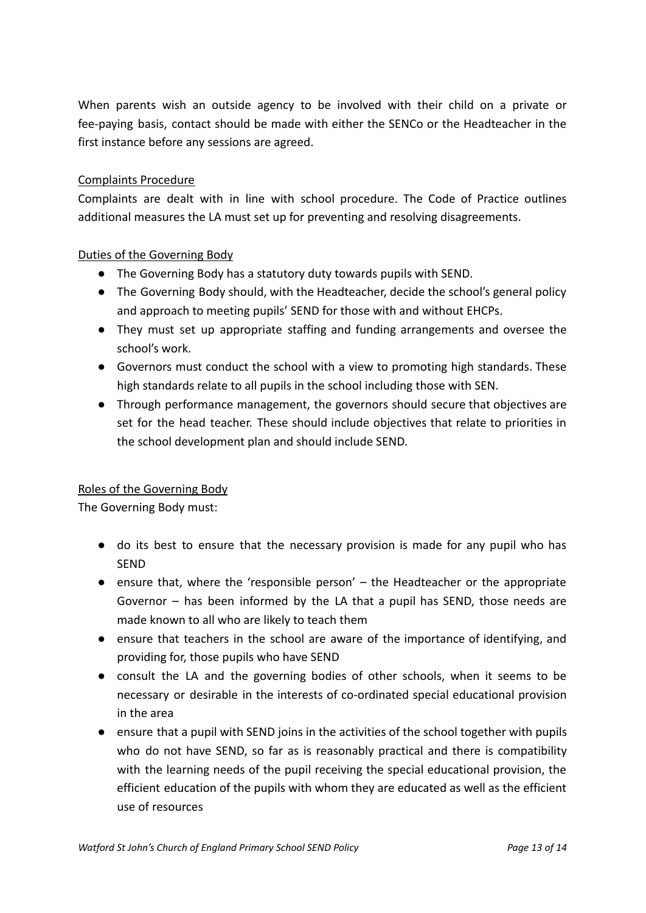When parents wish an outside agency to be involved with their child on a private or fee-paying basis, contact should be made with either the SENCo or the Headteacher in the first instance before any sessions are agreed.

### Complaints Procedure

Complaints are dealt with in line with school procedure. The Code of Practice outlines additional measures the LA must set up for preventing and resolving disagreements.

### Duties of the Governing Body

- The Governing Body has a statutory duty towards pupils with SEND.
- The Governing Body should, with the Headteacher, decide the school's general policy and approach to meeting pupils' SEND for those with and without EHCPs.
- They must set up appropriate staffing and funding arrangements and oversee the school's work.
- Governors must conduct the school with a view to promoting high standards. These high standards relate to all pupils in the school including those with SEN.
- Through performance management, the governors should secure that objectives are set for the head teacher. These should include objectives that relate to priorities in the school development plan and should include SEND.

### Roles of the Governing Body

The Governing Body must:

- do its best to ensure that the necessary provision is made for any pupil who has SEND
- ensure that, where the 'responsible person' – the Headteacher or the appropriate Governor – has been informed by the LA that a pupil has SEND, those needs are made known to all who are likely to teach them
- ensure that teachers in the school are aware of the importance of identifying, and providing for, those pupils who have SEND
- consult the LA and the governing bodies of other schools, when it seems to be necessary or desirable in the interests of co-ordinated special educational provision in the area
- ensure that a pupil with SEND joins in the activities of the school together with pupils who do not have SEND, so far as is reasonably practical and there is compatibility with the learning needs of the pupil receiving the special educational provision, the efficient education of the pupils with whom they are educated as well as the efficient use of resources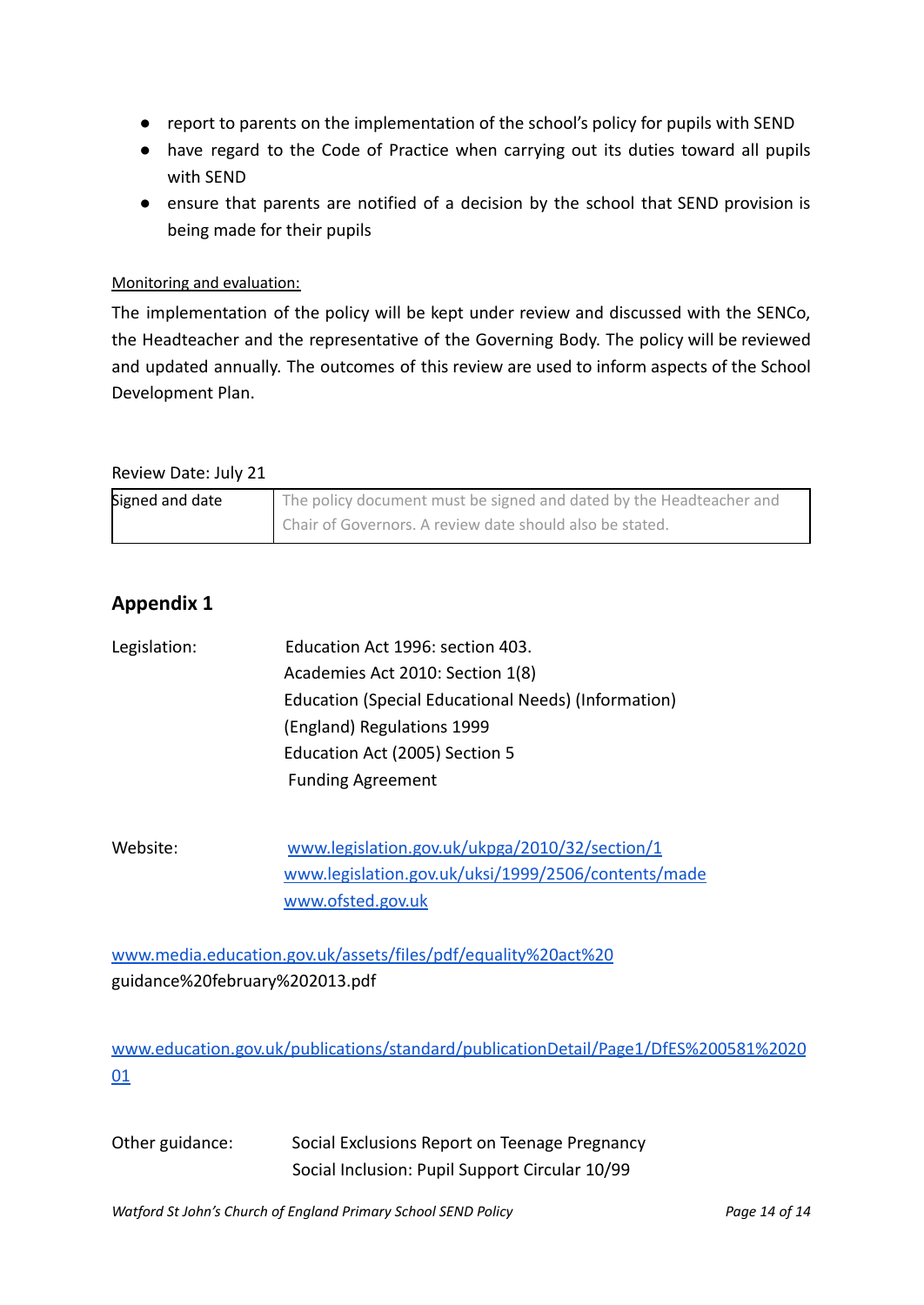- report to parents on the implementation of the school's policy for pupils with SEND
- have regard to the Code of Practice when carrying out its duties toward all pupils with SEND
- ensure that parents are notified of a decision by the school that SEND provision is being made for their pupils

Monitoring and evaluation:

The implementation of the policy will be kept under review and discussed with the SENCo, the Headteacher and the representative of the Governing Body. The policy will be reviewed and updated annually. The outcomes of this review are used to inform aspects of the School Development Plan.

Review Date: July 21

| | |
|---|---|
| Signed and date | The policy document must be signed and dated by the Headteacher and Chair of Governors. A review date should also be stated. |

## Appendix 1

Legislation:
Education Act 1996: section 403.
Academies Act 2010: Section 1(8)
Education (Special Educational Needs) (Information) (England) Regulations 1999
Education Act (2005) Section 5
Funding Agreement

Website:
www.legislation.gov.uk/ukpga/2010/32/section/1
www.legislation.gov.uk/uksi/1999/2506/contents/made
www.ofsted.gov.uk

www.media.education.gov.uk/assets/files/pdf/equality%20act%20guidance%20february%202013.pdf

www.education.gov.uk/publications/standard/publicationDetail/Page1/DfES%200581%202001

Other guidance:
Social Exclusions Report on Teenage Pregnancy
Social Inclusion: Pupil Support Circular 10/99